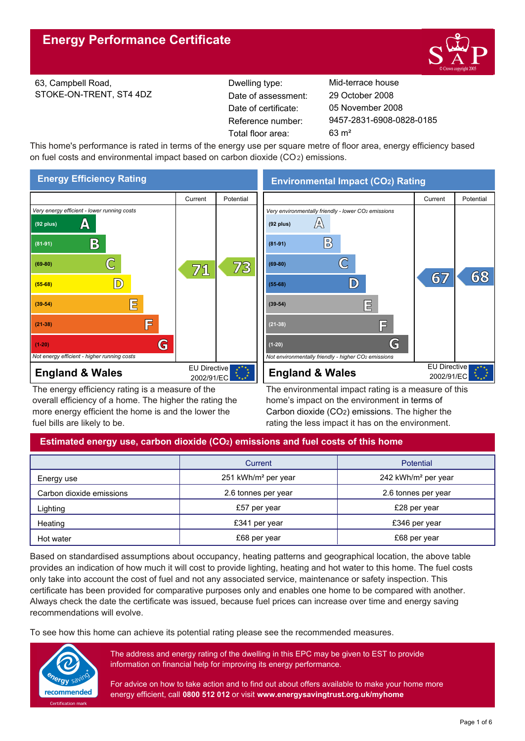# Energy Performance Certificate

63, Campbell Road,
STOKE-ON-TRENT, ST4 4DZ

| | |
|---|---|
| Dwelling type: | Mid-terrace house |
| Date of assessment: | 29 October 2008 |
| Date of certificate: | 05 November 2008 |
| Reference number: | 9457-2831-6908-0828-0185 |
| Total floor area: | 63 m² |

This home's performance is rated in terms of the energy use per square metre of floor area, energy efficiency based on fuel costs and environmental impact based on carbon dioxide ($CO_2$) emissions.

## Energy Efficiency Rating

| Rating band | Current | Potential |
|---|---|---|
| *Very energy efficient - lower running costs* | | |
| (92 plus) A | | |
| (81-91) B | | |
| (69-80) C | 71 | 73 |
| (55-68) D | | |
| (39-54) E | | |
| (21-38) F | | |
| (1-20) G | | |
| *Not energy efficient - higher running costs* | | |

**England & Wales** — EU Directive 2002/91/EC

The energy efficiency rating is a measure of the overall efficiency of a home. The higher the rating the more energy efficient the home is and the lower the fuel bills are likely to be.

## Environmental Impact ($CO_2$) Rating

| Rating band | Current | Potential |
|---|---|---|
| *Very environmentally friendly - lower $CO_2$ emissions* | | |
| (92 plus) A | | |
| (81-91) B | | |
| (69-80) C | | |
| (55-68) D | 67 | 68 |
| (39-54) E | | |
| (21-38) F | | |
| (1-20) G | | |
| *Not environmentally friendly - higher $CO_2$ emissions* | | |

**England & Wales** — EU Directive 2002/91/EC

The environmental impact rating is a measure of this home's impact on the environment in terms of Carbon dioxide ($CO_2$) emissions. The higher the rating the less impact it has on the environment.

## Estimated energy use, carbon dioxide ($CO_2$) emissions and fuel costs of this home

| | Current | Potential |
|---|---|---|
| Energy use | 251 kWh/m² per year | 242 kWh/m² per year |
| Carbon dioxide emissions | 2.6 tonnes per year | 2.6 tonnes per year |
| Lighting | £57 per year | £28 per year |
| Heating | £341 per year | £346 per year |
| Hot water | £68 per year | £68 per year |

Based on standardised assumptions about occupancy, heating patterns and geographical location, the above table provides an indication of how much it will cost to provide lighting, heating and hot water to this home. The fuel costs only take into account the cost of fuel and not any associated service, maintenance or safety inspection. This certificate has been provided for comparative purposes only and enables one home to be compared with another. Always check the date the certificate was issued, because fuel prices can increase over time and energy saving recommendations will evolve.

To see how this home can achieve its potential rating please see the recommended measures.

energy saving recommended — Certification mark

The address and energy rating of the dwelling in this EPC may be given to EST to provide information on financial help for improving its energy performance.

For advice on how to take action and to find out about offers available to make your home more energy efficient, call **0800 512 012** or visit **www.energysavingtrust.org.uk/myhome**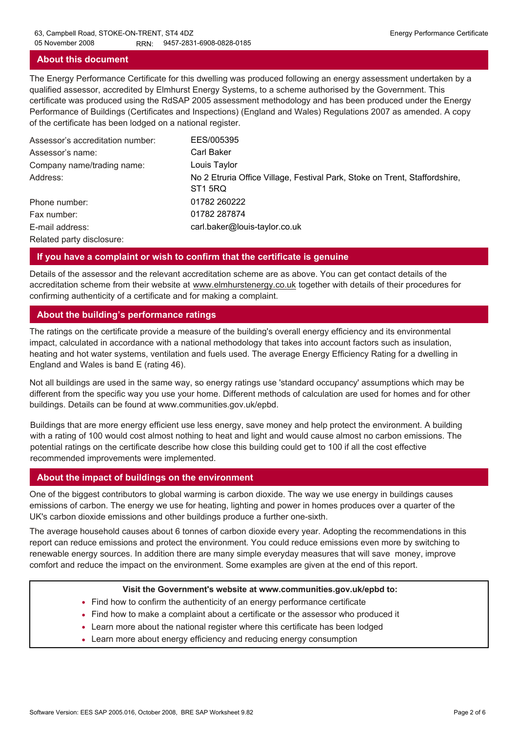## About this document

The Energy Performance Certificate for this dwelling was produced following an energy assessment undertaken by a qualified assessor, accredited by Elmhurst Energy Systems, to a scheme authorised by the Government. This certificate was produced using the RdSAP 2005 assessment methodology and has been produced under the Energy Performance of Buildings (Certificates and Inspections) (England and Wales) Regulations 2007 as amended. A copy of the certificate has been lodged on a national register.

| | |
|---|---|
| Assessor's accreditation number: | EES/005395 |
| Assessor's name: | Carl Baker |
| Company name/trading name: | Louis Taylor |
| Address: | No 2 Etruria Office Village, Festival Park, Stoke on Trent, Staffordshire, ST1 5RQ |
| Phone number: | 01782 260222 |
| Fax number: | 01782 287874 |
| E-mail address: | carl.baker@louis-taylor.co.uk |
| Related party disclosure: | |

## If you have a complaint or wish to confirm that the certificate is genuine

Details of the assessor and the relevant accreditation scheme are as above. You can get contact details of the accreditation scheme from their website at www.elmhurstenergy.co.uk together with details of their procedures for confirming authenticity of a certificate and for making a complaint.

## About the building's performance ratings

The ratings on the certificate provide a measure of the building's overall energy efficiency and its environmental impact, calculated in accordance with a national methodology that takes into account factors such as insulation, heating and hot water systems, ventilation and fuels used. The average Energy Efficiency Rating for a dwelling in England and Wales is band E (rating 46).

Not all buildings are used in the same way, so energy ratings use 'standard occupancy' assumptions which may be different from the specific way you use your home. Different methods of calculation are used for homes and for other buildings. Details can be found at www.communities.gov.uk/epbd.

Buildings that are more energy efficient use less energy, save money and help protect the environment. A building with a rating of 100 would cost almost nothing to heat and light and would cause almost no carbon emissions. The potential ratings on the certificate describe how close this building could get to 100 if all the cost effective recommended improvements were implemented.

## About the impact of buildings on the environment

One of the biggest contributors to global warming is carbon dioxide. The way we use energy in buildings causes emissions of carbon. The energy we use for heating, lighting and power in homes produces over a quarter of the UK's carbon dioxide emissions and other buildings produce a further one-sixth.

The average household causes about 6 tonnes of carbon dioxide every year. Adopting the recommendations in this report can reduce emissions and protect the environment. You could reduce emissions even more by switching to renewable energy sources. In addition there are many simple everyday measures that will save money, improve comfort and reduce the impact on the environment. Some examples are given at the end of this report.

**Visit the Government's website at www.communities.gov.uk/epbd to:**

- Find how to confirm the authenticity of an energy performance certificate
- Find how to make a complaint about a certificate or the assessor who produced it
- Learn more about the national register where this certificate has been lodged
- Learn more about energy efficiency and reducing energy consumption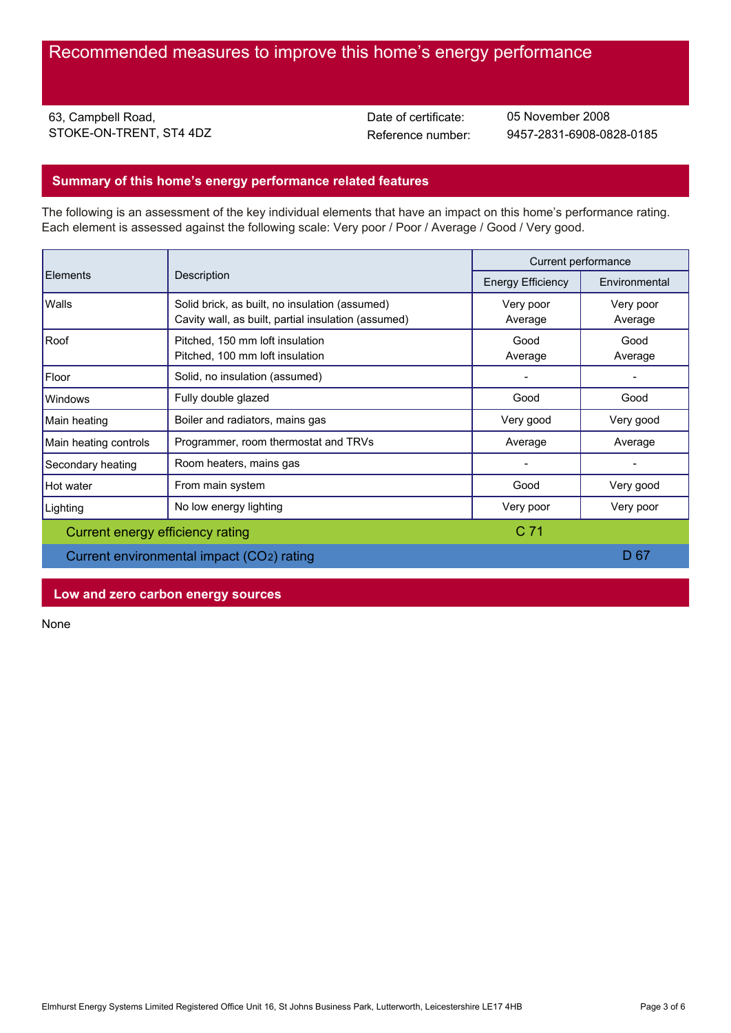# Recommended measures to improve this home's energy performance

63, Campbell Road,
STOKE-ON-TRENT, ST4 4DZ

Date of certificate: 05 November 2008
Reference number: 9457-2831-6908-0828-0185

## Summary of this home's energy performance related features

The following is an assessment of the key individual elements that have an impact on this home's performance rating. Each element is assessed against the following scale: Very poor / Poor / Average / Good / Very good.

| Elements | Description | Current performance | |
|---|---|---|---|
| | | Energy Efficiency | Environmental |
| Walls | Solid brick, as built, no insulation (assumed)<br>Cavity wall, as built, partial insulation (assumed) | Very poor<br>Average | Very poor<br>Average |
| Roof | Pitched, 150 mm loft insulation<br>Pitched, 100 mm loft insulation | Good<br>Average | Good<br>Average |
| Floor | Solid, no insulation (assumed) | - | - |
| Windows | Fully double glazed | Good | Good |
| Main heating | Boiler and radiators, mains gas | Very good | Very good |
| Main heating controls | Programmer, room thermostat and TRVs | Average | Average |
| Secondary heating | Room heaters, mains gas | - | - |
| Hot water | From main system | Good | Very good |
| Lighting | No low energy lighting | Very poor | Very poor |

Current energy efficiency rating: C 71

Current environmental impact ($CO_2$) rating: D 67

## Low and zero carbon energy sources

None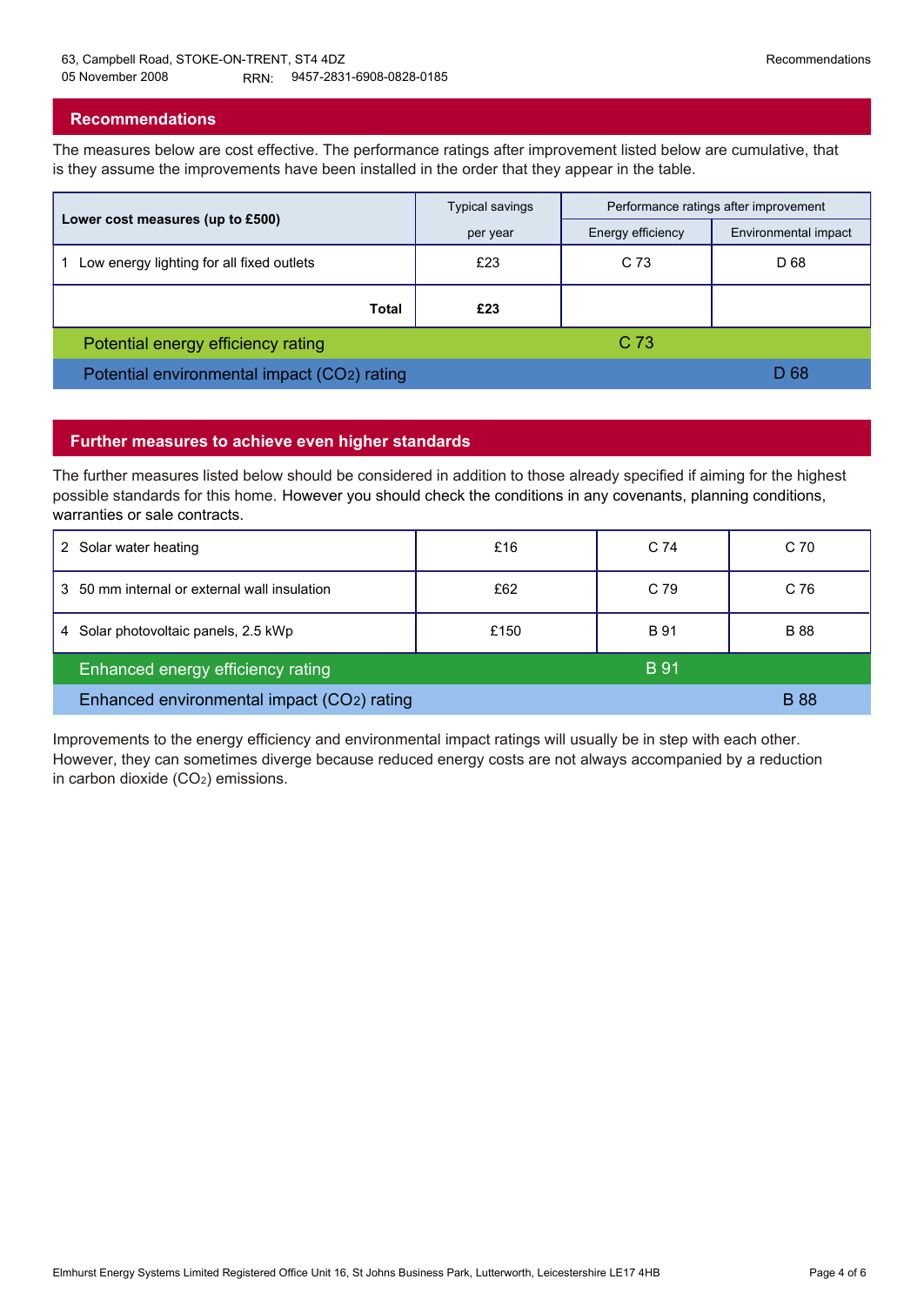63, Campbell Road, STOKE-ON-TRENT, ST4 4DZ
05 November 2008 RRN: 9457-2831-6908-0828-0185

## Recommendations

The measures below are cost effective. The performance ratings after improvement listed below are cumulative, that is they assume the improvements have been installed in the order that they appear in the table.

| Lower cost measures (up to £500) | Typical savings per year | Performance ratings after improvement | |
|---|---|---|---|
| | | Energy efficiency | Environmental impact |
| 1 Low energy lighting for all fixed outlets | £23 | C 73 | D 68 |
| **Total** | **£23** | | |
| Potential energy efficiency rating | | C 73 | |
| Potential environmental impact ($CO_2$) rating | | | D 68 |

## Further measures to achieve even higher standards

The further measures listed below should be considered in addition to those already specified if aiming for the highest possible standards for this home. However you should check the conditions in any covenants, planning conditions, warranties or sale contracts.

| Measure | Typical savings per year | Energy efficiency | Environmental impact |
|---|---|---|---|
| 2 Solar water heating | £16 | C 74 | C 70 |
| 3 50 mm internal or external wall insulation | £62 | C 79 | C 76 |
| 4 Solar photovoltaic panels, 2.5 kWp | £150 | B 91 | B 88 |
| Enhanced energy efficiency rating | | B 91 | |
| Enhanced environmental impact ($CO_2$) rating | | | B 88 |

Improvements to the energy efficiency and environmental impact ratings will usually be in step with each other. However, they can sometimes diverge because reduced energy costs are not always accompanied by a reduction in carbon dioxide ($CO_2$) emissions.

Elmhurst Energy Systems Limited Registered Office Unit 16, St Johns Business Park, Lutterworth, Leicestershire LE17 4HB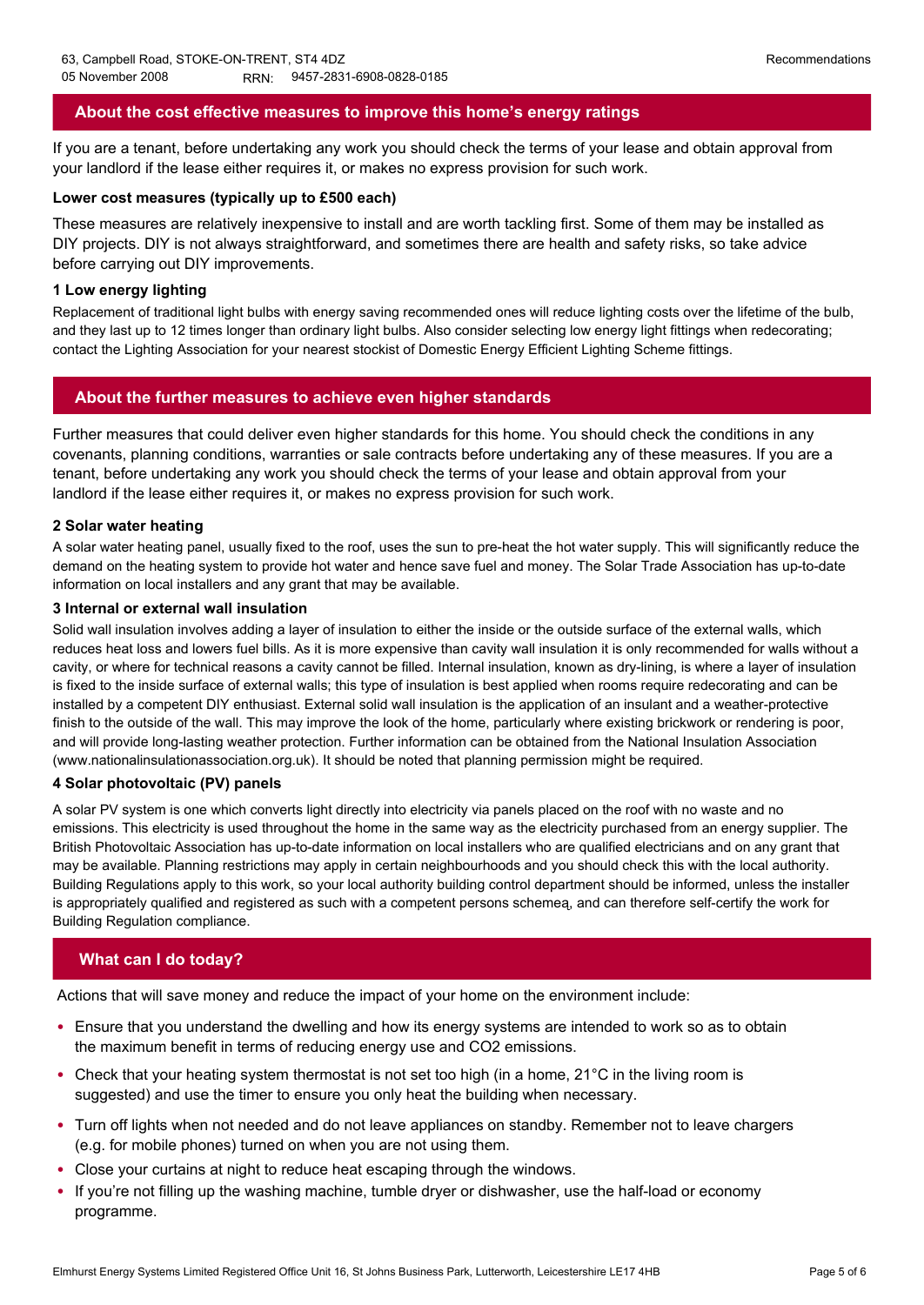## About the cost effective measures to improve this home's energy ratings

If you are a tenant, before undertaking any work you should check the terms of your lease and obtain approval from your landlord if the lease either requires it, or makes no express provision for such work.

**Lower cost measures (typically up to £500 each)**

These measures are relatively inexpensive to install and are worth tackling first. Some of them may be installed as DIY projects. DIY is not always straightforward, and sometimes there are health and safety risks, so take advice before carrying out DIY improvements.

**1 Low energy lighting**

Replacement of traditional light bulbs with energy saving recommended ones will reduce lighting costs over the lifetime of the bulb, and they last up to 12 times longer than ordinary light bulbs. Also consider selecting low energy light fittings when redecorating; contact the Lighting Association for your nearest stockist of Domestic Energy Efficient Lighting Scheme fittings.

## About the further measures to achieve even higher standards

Further measures that could deliver even higher standards for this home. You should check the conditions in any covenants, planning conditions, warranties or sale contracts before undertaking any of these measures. If you are a tenant, before undertaking any work you should check the terms of your lease and obtain approval from your landlord if the lease either requires it, or makes no express provision for such work.

**2 Solar water heating**

A solar water heating panel, usually fixed to the roof, uses the sun to pre-heat the hot water supply. This will significantly reduce the demand on the heating system to provide hot water and hence save fuel and money. The Solar Trade Association has up-to-date information on local installers and any grant that may be available.

**3 Internal or external wall insulation**

Solid wall insulation involves adding a layer of insulation to either the inside or the outside surface of the external walls, which reduces heat loss and lowers fuel bills. As it is more expensive than cavity wall insulation it is only recommended for walls without a cavity, or where for technical reasons a cavity cannot be filled. Internal insulation, known as dry-lining, is where a layer of insulation is fixed to the inside surface of external walls; this type of insulation is best applied when rooms require redecorating and can be installed by a competent DIY enthusiast. External solid wall insulation is the application of an insulant and a weather-protective finish to the outside of the wall. This may improve the look of the home, particularly where existing brickwork or rendering is poor, and will provide long-lasting weather protection. Further information can be obtained from the National Insulation Association (www.nationalinsulationassociation.org.uk). It should be noted that planning permission might be required.

**4 Solar photovoltaic (PV) panels**

A solar PV system is one which converts light directly into electricity via panels placed on the roof with no waste and no emissions. This electricity is used throughout the home in the same way as the electricity purchased from an energy supplier. The British Photovoltaic Association has up-to-date information on local installers who are qualified electricians and on any grant that may be available. Planning restrictions may apply in certain neighbourhoods and you should check this with the local authority. Building Regulations apply to this work, so your local authority building control department should be informed, unless the installer is appropriately qualified and registered as such with a competent persons schemea, and can therefore self-certify the work for Building Regulation compliance.

## What can I do today?

Actions that will save money and reduce the impact of your home on the environment include:

- Ensure that you understand the dwelling and how its energy systems are intended to work so as to obtain the maximum benefit in terms of reducing energy use and $CO_2$ emissions.
- Check that your heating system thermostat is not set too high (in a home, 21°C in the living room is suggested) and use the timer to ensure you only heat the building when necessary.
- Turn off lights when not needed and do not leave appliances on standby. Remember not to leave chargers (e.g. for mobile phones) turned on when you are not using them.
- Close your curtains at night to reduce heat escaping through the windows.
- If you're not filling up the washing machine, tumble dryer or dishwasher, use the half-load or economy programme.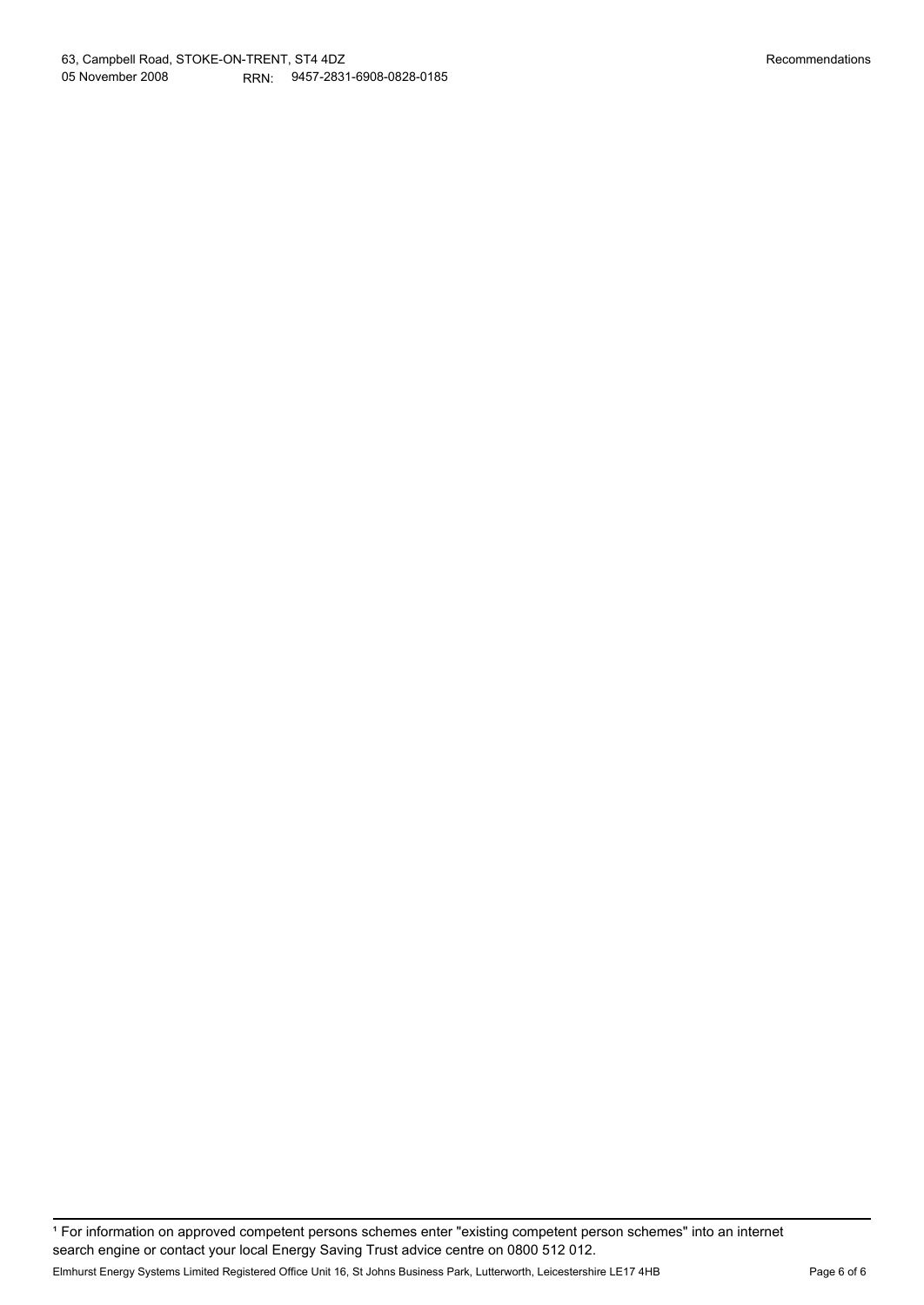[1] For information on approved competent persons schemes enter "existing competent person schemes" into an internet search engine or contact your local Energy Saving Trust advice centre on 0800 512 012.